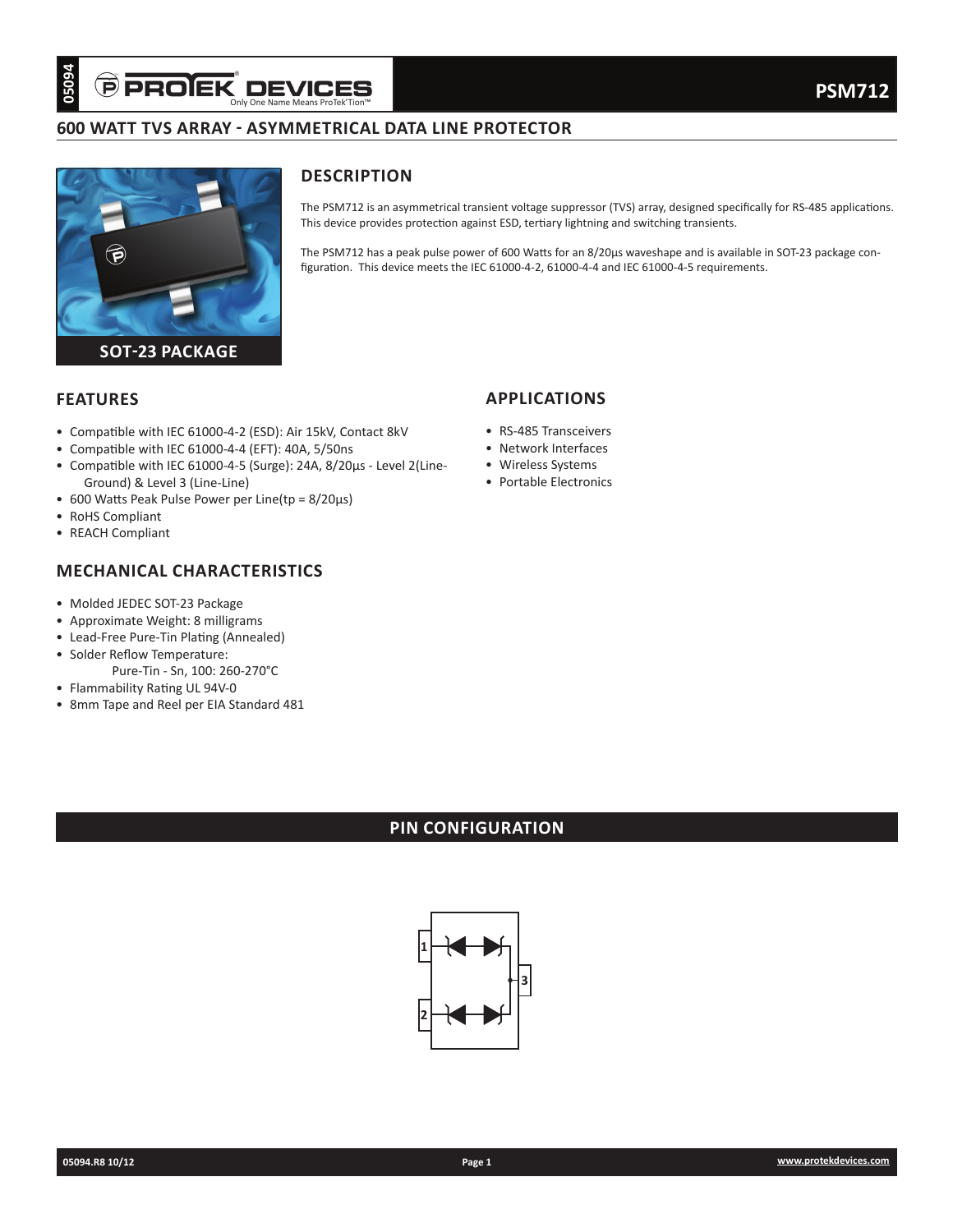# PSM712

## 600 WATT TVS ARRAY - ASYMMETRICAL DATA LINE PROTECTOR

SOT-23 PACKAGE

## DESCRIPTION

The PSM712 is an asymmetrical transient voltage suppressor (TVS) array, designed specifically for RS-485 applications. This device provides protection against ESD, tertiary lightning and switching transients.

The PSM712 has a peak pulse power of 600 Watts for an 8/20µs waveshape and is available in SOT-23 package configuration. This device meets the IEC 61000-4-2, 61000-4-4 and IEC 61000-4-5 requirements.

## FEATURES

- Compatible with IEC 61000-4-2 (ESD): Air 15kV, Contact 8kV
- Compatible with IEC 61000-4-4 (EFT): 40A, 5/50ns
- Compatible with IEC 61000-4-5 (Surge): 24A, 8/20µs - Level 2(Line-Ground) & Level 3 (Line-Line)
- 600 Watts Peak Pulse Power per Line(tp = 8/20µs)
- RoHS Compliant
- REACH Compliant

## APPLICATIONS

- RS-485 Transceivers
- Network Interfaces
- Wireless Systems
- Portable Electronics

## MECHANICAL CHARACTERISTICS

- Molded JEDEC SOT-23 Package
- Approximate Weight: 8 milligrams
- Lead-Free Pure-Tin Plating (Annealed)
- Solder Reflow Temperature:
  Pure-Tin - Sn, 100: 260-270°C
- Flammability Rating UL 94V-0
- 8mm Tape and Reel per EIA Standard 481

## PIN CONFIGURATION

1

2

3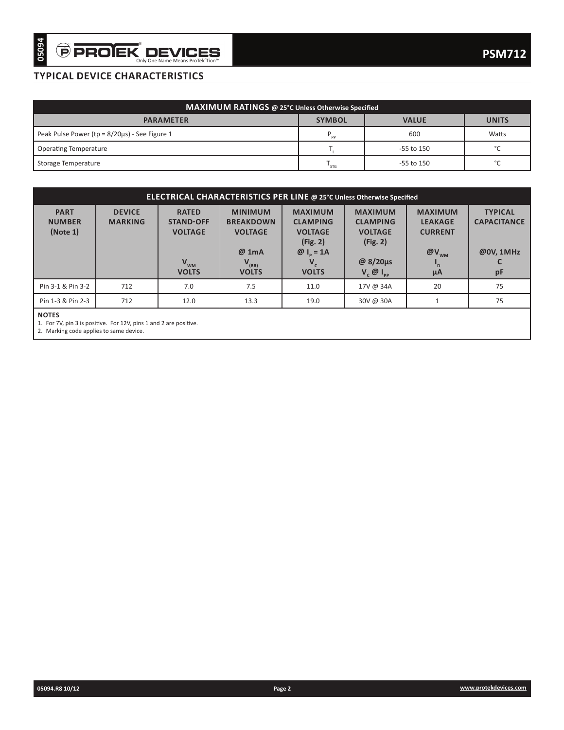## TYPICAL DEVICE CHARACTERISTICS

| MAXIMUM RATINGS @ 25°C Unless Otherwise Specified | | | |
|---|---|---|---|
| **PARAMETER** | **SYMBOL** | **VALUE** | **UNITS** |
| Peak Pulse Power (tp = 8/20μs) - See Figure 1 | $P_{PP}$ | 600 | Watts |
| Operating Temperature | $T_L$ | -55 to 150 | °C |
| Storage Temperature | $T_{STG}$ | -55 to 150 | °C |

| ELECTRICAL CHARACTERISTICS PER LINE @ 25°C Unless Otherwise Specified | | | | | | | |
|---|---|---|---|---|---|---|---|
| **PART NUMBER (Note 1)** | **DEVICE MARKING** | **RATED STAND-OFF VOLTAGE** $V_{WM}$ **VOLTS** | **MINIMUM BREAKDOWN VOLTAGE @ 1mA** $V_{(BR)}$ **VOLTS** | **MAXIMUM CLAMPING VOLTAGE (Fig. 2) @** $I_P$ **= 1A** $V_C$ **VOLTS** | **MAXIMUM CLAMPING VOLTAGE (Fig. 2) @ 8/20μs** $V_C$ **@** $I_{PP}$ | **MAXIMUM LEAKAGE CURRENT @**$V_{WM}$ $I_D$ **μA** | **TYPICAL CAPACITANCE @0V, 1MHz C pF** |
| Pin 3-1 & Pin 3-2 | 712 | 7.0 | 7.5 | 11.0 | 17V @ 34A | 20 | 75 |
| Pin 1-3 & Pin 2-3 | 712 | 12.0 | 13.3 | 19.0 | 30V @ 30A | 1 | 75 |

**NOTES**

1. For 7V, pin 3 is positive. For 12V, pins 1 and 2 are positive.
2. Marking code applies to same device.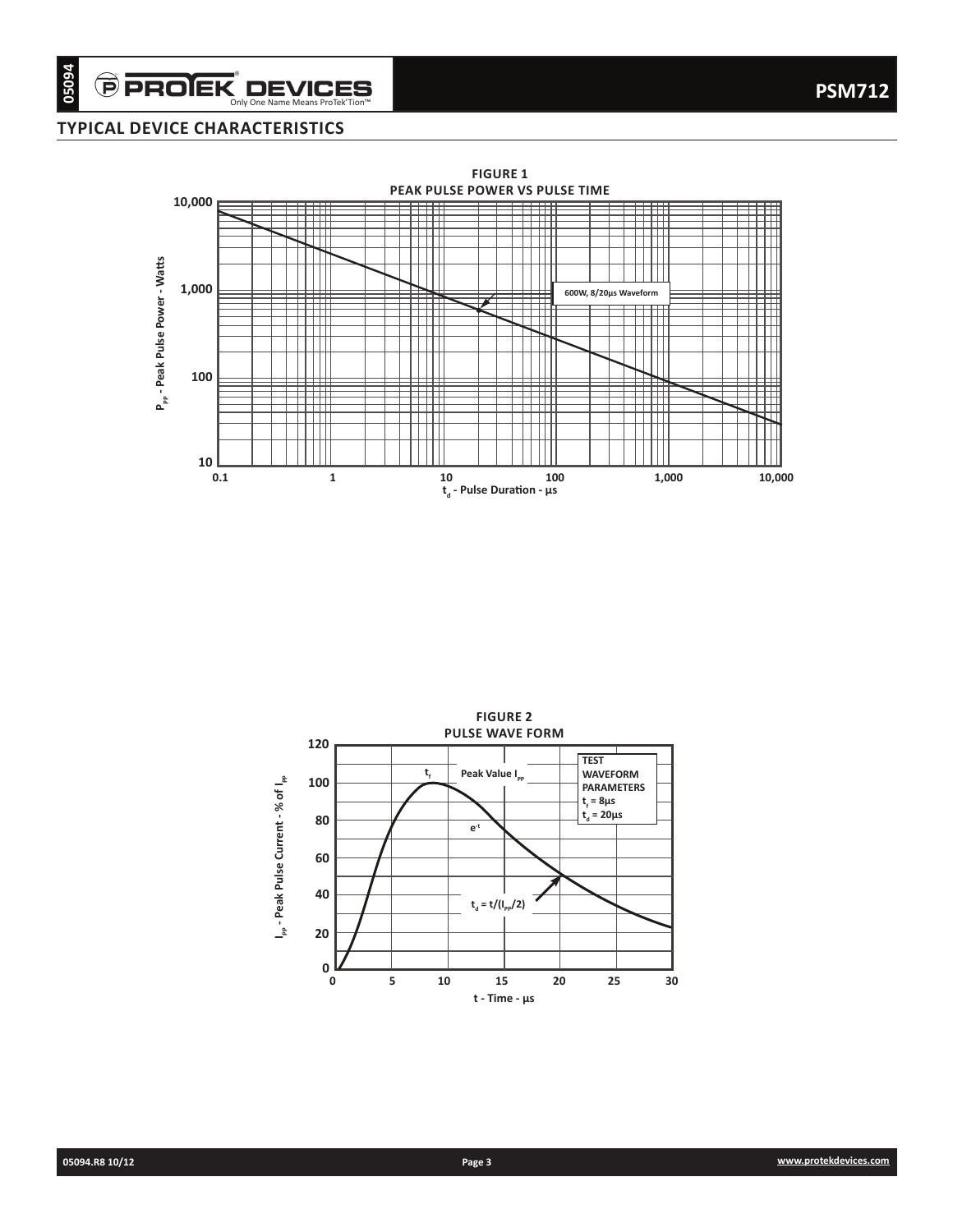## TYPICAL DEVICE CHARACTERISTICS

**FIGURE 1**
**PEAK PULSE POWER VS PULSE TIME**

**FIGURE 2**
**PULSE WAVE FORM**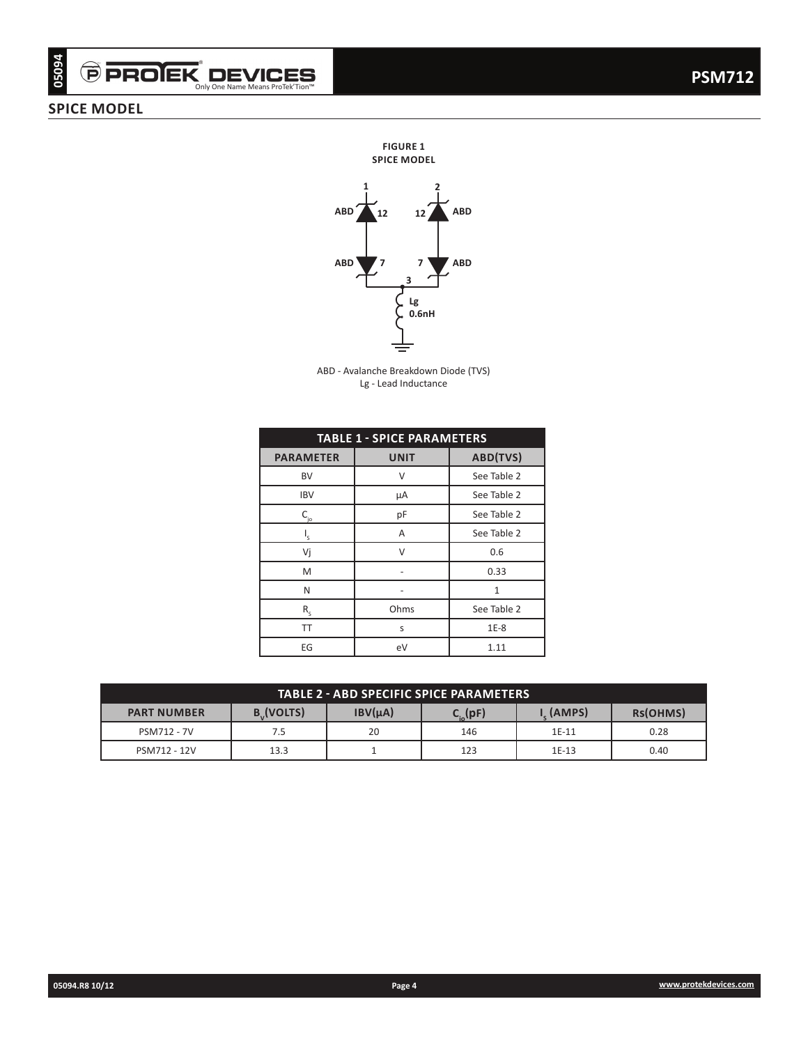## SPICE MODEL

**FIGURE 1**
**SPICE MODEL**

ABD - Avalanche Breakdown Diode (TVS)
Lg - Lead Inductance

| TABLE 1 - SPICE PARAMETERS | | |
|---|---|---|
| **PARAMETER** | **UNIT** | **ABD(TVS)** |
| BV | V | See Table 2 |
| IBV | μA | See Table 2 |
| $C_{jo}$ | pF | See Table 2 |
| $I_S$ | A | See Table 2 |
| Vj | V | 0.6 |
| M | - | 0.33 |
| N | - | 1 |
| $R_S$ | Ohms | See Table 2 |
| TT | s | 1E-8 |
| EG | eV | 1.11 |

| TABLE 2 - ABD SPECIFIC SPICE PARAMETERS | | | | | |
|---|---|---|---|---|---|
| **PART NUMBER** | **$B_V$(VOLTS)** | **IBV(μA)** | **$C_{jo}$(pF)** | **$I_s$ (AMPS)** | **Rs(OHMS)** |
| PSM712 - 7V | 7.5 | 20 | 146 | 1E-11 | 0.28 |
| PSM712 - 12V | 13.3 | 1 | 123 | 1E-13 | 0.40 |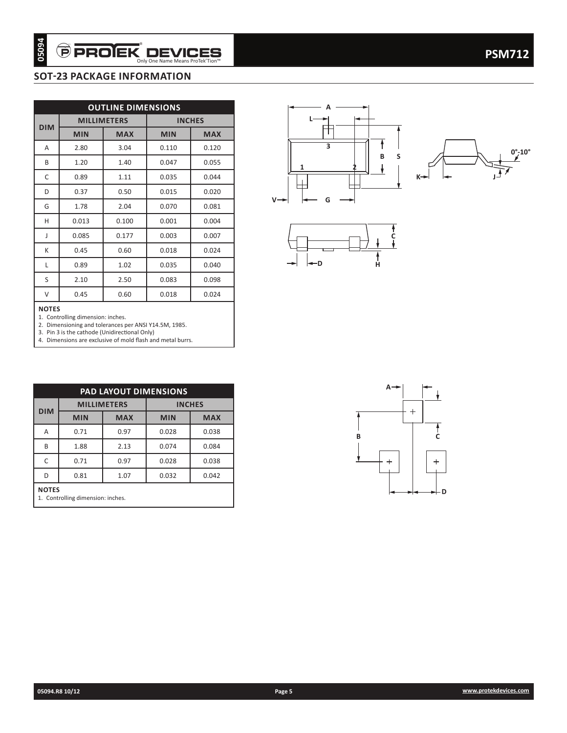## SOT-23 PACKAGE INFORMATION

| OUTLINE DIMENSIONS | | | | |
|---|---|---|---|---|
| DIM | MILLIMETERS | | INCHES | |
| | MIN | MAX | MIN | MAX |
| A | 2.80 | 3.04 | 0.110 | 0.120 |
| B | 1.20 | 1.40 | 0.047 | 0.055 |
| C | 0.89 | 1.11 | 0.035 | 0.044 |
| D | 0.37 | 0.50 | 0.015 | 0.020 |
| G | 1.78 | 2.04 | 0.070 | 0.081 |
| H | 0.013 | 0.100 | 0.001 | 0.004 |
| J | 0.085 | 0.177 | 0.003 | 0.007 |
| K | 0.45 | 0.60 | 0.018 | 0.024 |
| L | 0.89 | 1.02 | 0.035 | 0.040 |
| S | 2.10 | 2.50 | 0.083 | 0.098 |
| V | 0.45 | 0.60 | 0.018 | 0.024 |

**NOTES**

1. Controlling dimension: inches.
2. Dimensioning and tolerances per ANSI Y14.5M, 1985.
3. Pin 3 is the cathode (Unidirectional Only)
4. Dimensions are exclusive of mold flash and metal burrs.

| PAD LAYOUT DIMENSIONS | | | | |
|---|---|---|---|---|
| DIM | MILLIMETERS | | INCHES | |
| | MIN | MAX | MIN | MAX |
| A | 0.71 | 0.97 | 0.028 | 0.038 |
| B | 1.88 | 2.13 | 0.074 | 0.084 |
| C | 0.71 | 0.97 | 0.028 | 0.038 |
| D | 0.81 | 1.07 | 0.032 | 0.042 |

**NOTES**

1. Controlling dimension: inches.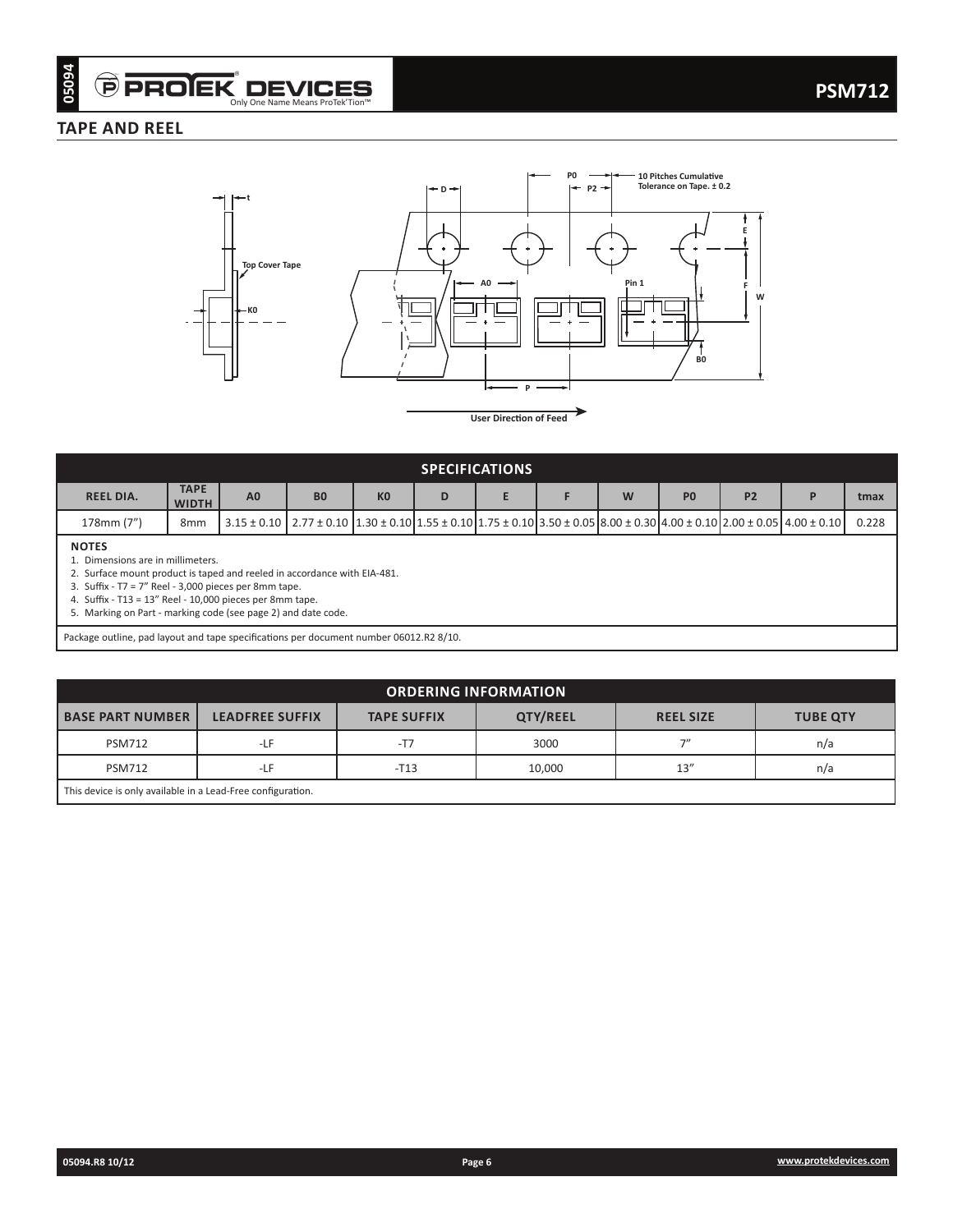## TAPE AND REEL

| SPECIFICATIONS | | | | | | | | | | | | |
|---|---|---|---|---|---|---|---|---|---|---|---|---|
| REEL DIA. | TAPE WIDTH | A0 | B0 | K0 | D | E | F | W | P0 | P2 | P | tmax |
| 178mm (7") | 8mm | 3.15 ± 0.10 | 2.77 ± 0.10 | 1.30 ± 0.10 | 1.55 ± 0.10 | 1.75 ± 0.10 | 3.50 ± 0.05 | 8.00 ± 0.30 | 4.00 ± 0.10 | 2.00 ± 0.05 | 4.00 ± 0.10 | 0.228 |

**NOTES**

1. Dimensions are in millimeters.
2. Surface mount product is taped and reeled in accordance with EIA-481.
3. Suffix - T7 = 7" Reel - 3,000 pieces per 8mm tape.
4. Suffix - T13 = 13" Reel - 10,000 pieces per 8mm tape.
5. Marking on Part - marking code (see page 2) and date code.

Package outline, pad layout and tape specifications per document number 06012.R2 8/10.

| ORDERING INFORMATION | | | | | |
|---|---|---|---|---|---|
| BASE PART NUMBER | LEADFREE SUFFIX | TAPE SUFFIX | QTY/REEL | REEL SIZE | TUBE QTY |
| PSM712 | -LF | -T7 | 3000 | 7" | n/a |
| PSM712 | -LF | -T13 | 10,000 | 13" | n/a |

This device is only available in a Lead-Free configuration.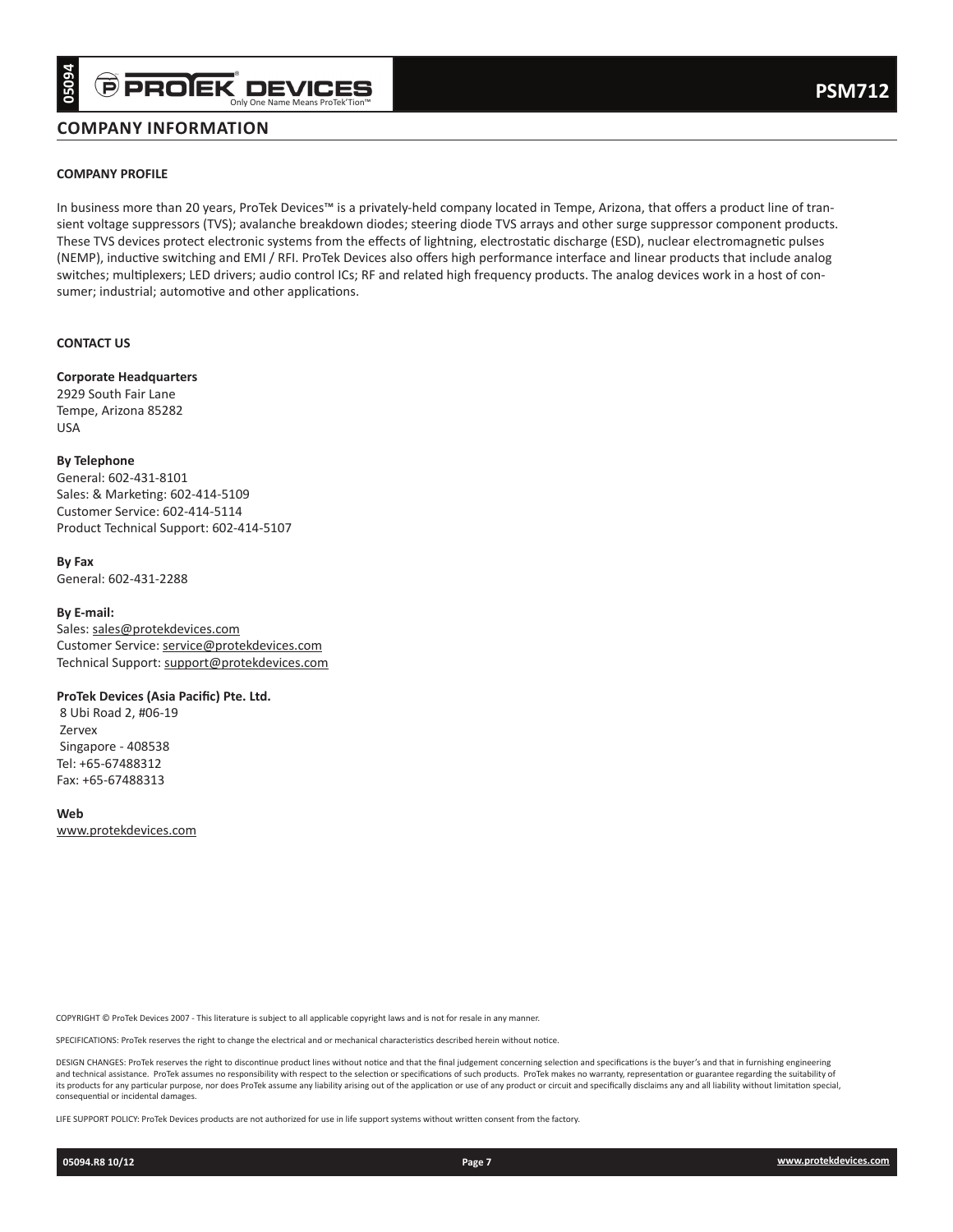## COMPANY INFORMATION

### COMPANY PROFILE

In business more than 20 years, ProTek Devices™ is a privately-held company located in Tempe, Arizona, that offers a product line of transient voltage suppressors (TVS); avalanche breakdown diodes; steering diode TVS arrays and other surge suppressor component products. These TVS devices protect electronic systems from the effects of lightning, electrostatic discharge (ESD), nuclear electromagnetic pulses (NEMP), inductive switching and EMI / RFI. ProTek Devices also offers high performance interface and linear products that include analog switches; multiplexers; LED drivers; audio control ICs; RF and related high frequency products. The analog devices work in a host of consumer; industrial; automotive and other applications.

### CONTACT US

**Corporate Headquarters**
2929 South Fair Lane
Tempe, Arizona 85282
USA

**By Telephone**
General: 602-431-8101
Sales: & Marketing: 602-414-5109
Customer Service: 602-414-5114
Product Technical Support: 602-414-5107

**By Fax**
General: 602-431-2288

**By E-mail:**
Sales: sales@protekdevices.com
Customer Service: service@protekdevices.com
Technical Support: support@protekdevices.com

**ProTek Devices (Asia Pacific) Pte. Ltd.**
8 Ubi Road 2, #06-19
Zervex
Singapore - 408538
Tel: +65-67488312
Fax: +65-67488313

**Web**
www.protekdevices.com

COPYRIGHT © ProTek Devices 2007 - This literature is subject to all applicable copyright laws and is not for resale in any manner.

SPECIFICATIONS: ProTek reserves the right to change the electrical and or mechanical characteristics described herein without notice.

DESIGN CHANGES: ProTek reserves the right to discontinue product lines without notice and that the final judgement concerning selection and specifications is the buyer's and that in furnishing engineering and technical assistance. ProTek assumes no responsibility with respect to the selection or specifications of such products. ProTek makes no warranty, representation or guarantee regarding the suitability of its products for any particular purpose, nor does ProTek assume any liability arising out of the application or use of any product or circuit and specifically disclaims any and all liability without limitation special, consequential or incidental damages.

LIFE SUPPORT POLICY: ProTek Devices products are not authorized for use in life support systems without written consent from the factory.